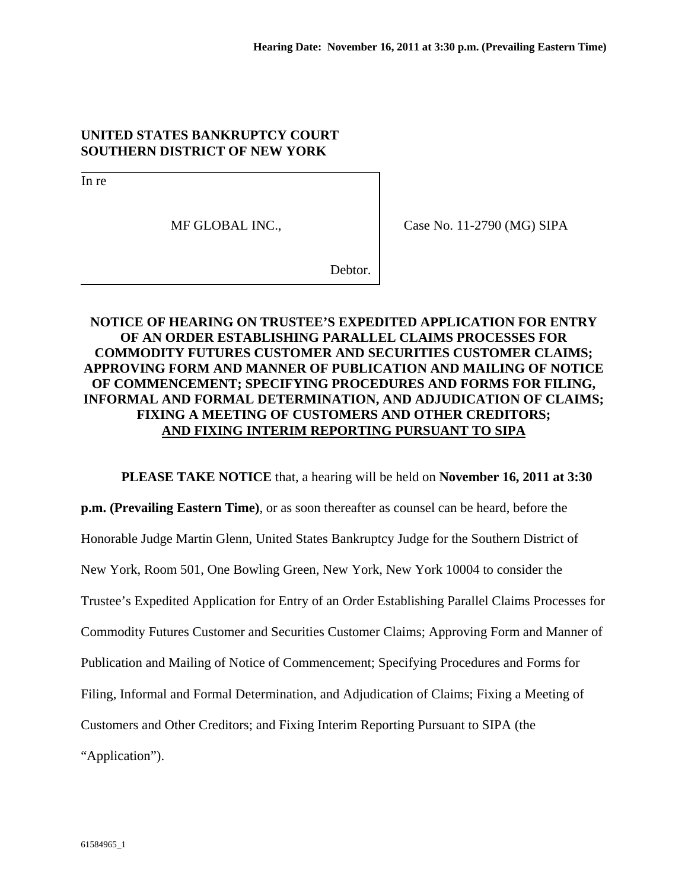**Hearing Date: November 16, 2011 at 3:30 p.m. (Prevailing Eastern Time)**

**UNITED STATES BANKRUPTCY COURT**
**SOUTHERN DISTRICT OF NEW YORK**

| | |
|---|---|
| In re<br><br>MF GLOBAL INC.,<br><br>Debtor. | Case No. 11-2790 (MG) SIPA |

**NOTICE OF HEARING ON TRUSTEE'S EXPEDITED APPLICATION FOR ENTRY OF AN ORDER ESTABLISHING PARALLEL CLAIMS PROCESSES FOR COMMODITY FUTURES CUSTOMER AND SECURITIES CUSTOMER CLAIMS; APPROVING FORM AND MANNER OF PUBLICATION AND MAILING OF NOTICE OF COMMENCEMENT; SPECIFYING PROCEDURES AND FORMS FOR FILING, INFORMAL AND FORMAL DETERMINATION, AND ADJUDICATION OF CLAIMS; FIXING A MEETING OF CUSTOMERS AND OTHER CREDITORS; AND FIXING INTERIM REPORTING PURSUANT TO SIPA**

**PLEASE TAKE NOTICE** that, a hearing will be held on **November 16, 2011 at 3:30 p.m. (Prevailing Eastern Time)**, or as soon thereafter as counsel can be heard, before the Honorable Judge Martin Glenn, United States Bankruptcy Judge for the Southern District of New York, Room 501, One Bowling Green, New York, New York 10004 to consider the Trustee's Expedited Application for Entry of an Order Establishing Parallel Claims Processes for Commodity Futures Customer and Securities Customer Claims; Approving Form and Manner of Publication and Mailing of Notice of Commencement; Specifying Procedures and Forms for Filing, Informal and Formal Determination, and Adjudication of Claims; Fixing a Meeting of Customers and Other Creditors; and Fixing Interim Reporting Pursuant to SIPA (the "Application").

61584965_1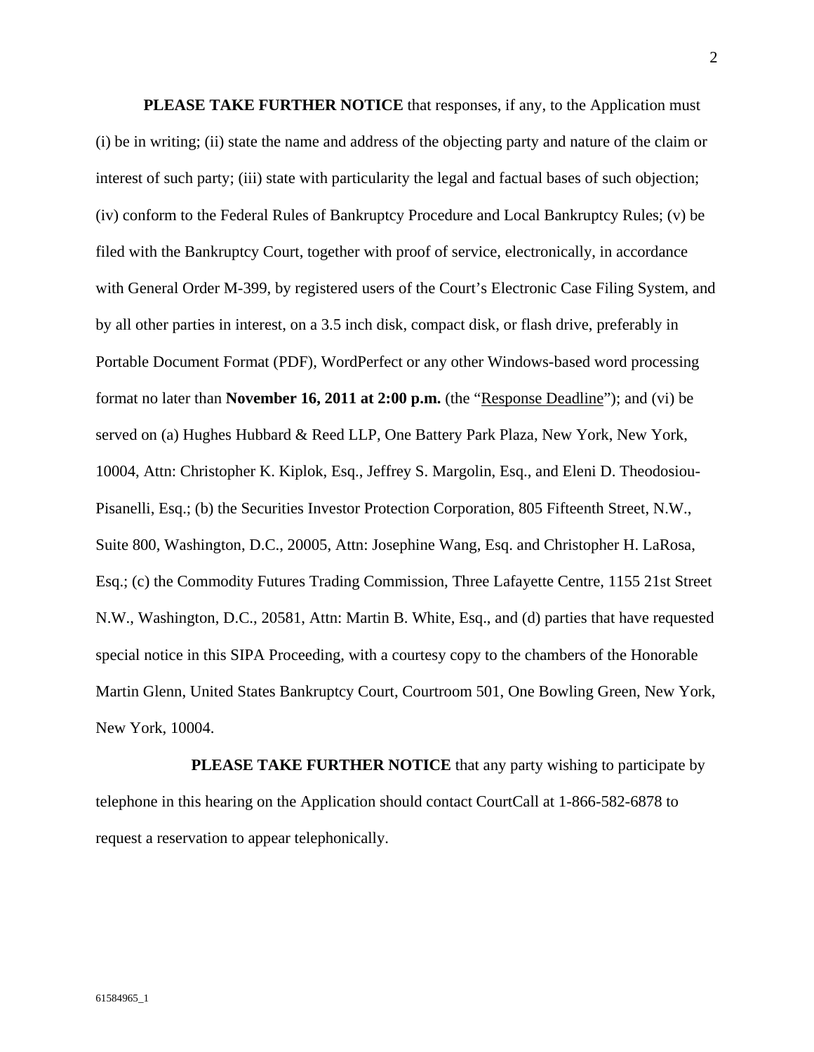**PLEASE TAKE FURTHER NOTICE** that responses, if any, to the Application must (i) be in writing; (ii) state the name and address of the objecting party and nature of the claim or interest of such party; (iii) state with particularity the legal and factual bases of such objection; (iv) conform to the Federal Rules of Bankruptcy Procedure and Local Bankruptcy Rules; (v) be filed with the Bankruptcy Court, together with proof of service, electronically, in accordance with General Order M-399, by registered users of the Court's Electronic Case Filing System, and by all other parties in interest, on a 3.5 inch disk, compact disk, or flash drive, preferably in Portable Document Format (PDF), WordPerfect or any other Windows-based word processing format no later than **November 16, 2011 at 2:00 p.m.** (the "Response Deadline"); and (vi) be served on (a) Hughes Hubbard & Reed LLP, One Battery Park Plaza, New York, New York, 10004, Attn: Christopher K. Kiplok, Esq., Jeffrey S. Margolin, Esq., and Eleni D. Theodosiou-Pisanelli, Esq.; (b) the Securities Investor Protection Corporation, 805 Fifteenth Street, N.W., Suite 800, Washington, D.C., 20005, Attn: Josephine Wang, Esq. and Christopher H. LaRosa, Esq.; (c) the Commodity Futures Trading Commission, Three Lafayette Centre, 1155 21st Street N.W., Washington, D.C., 20581, Attn: Martin B. White, Esq., and (d) parties that have requested special notice in this SIPA Proceeding, with a courtesy copy to the chambers of the Honorable Martin Glenn, United States Bankruptcy Court, Courtroom 501, One Bowling Green, New York, New York, 10004.

**PLEASE TAKE FURTHER NOTICE** that any party wishing to participate by telephone in this hearing on the Application should contact CourtCall at 1-866-582-6878 to request a reservation to appear telephonically.

61584965_1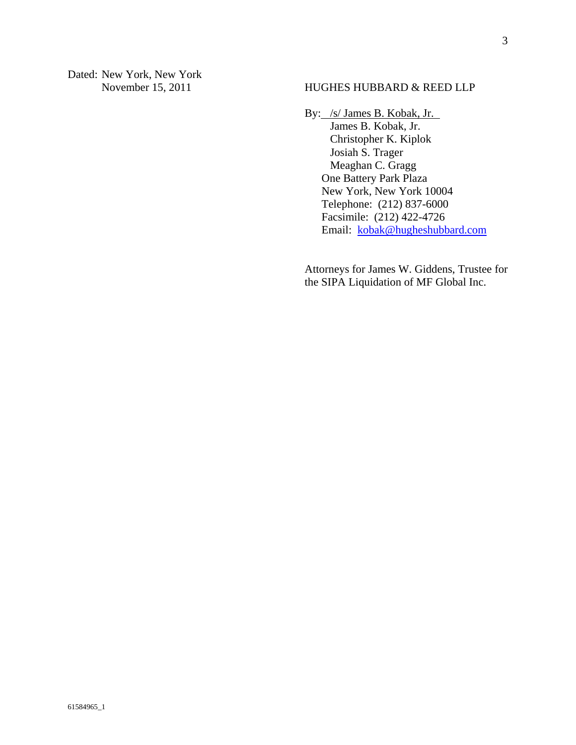Dated: New York, New York
November 15, 2011

HUGHES HUBBARD & REED LLP

By: /s/ James B. Kobak, Jr.
James B. Kobak, Jr.
Christopher K. Kiplok
Josiah S. Trager
Meaghan C. Gragg
One Battery Park Plaza
New York, New York 10004
Telephone: (212) 837-6000
Facsimile: (212) 422-4726
Email: kobak@hugheshubbard.com

Attorneys for James W. Giddens, Trustee for the SIPA Liquidation of MF Global Inc.

61584965_1